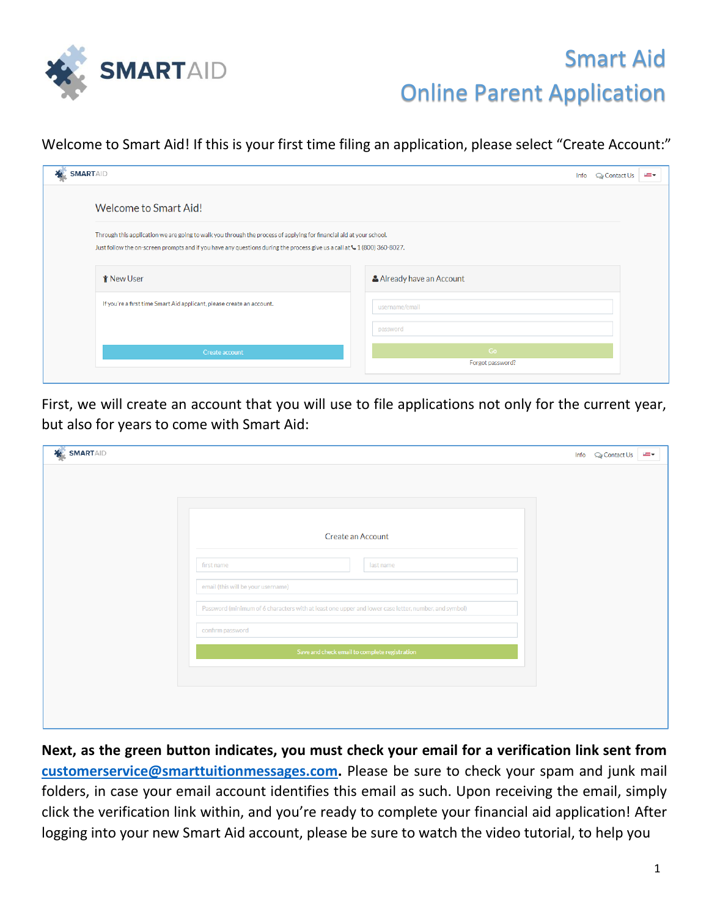# Smart Aid
## Online Parent Application

Welcome to Smart Aid! If this is your first time filing an application, please select "Create Account:"

First, we will create an account that you will use to file applications not only for the current year, but also for years to come with Smart Aid:

**Next, as the green button indicates, you must check your email for a verification link sent from customerservice@smarttuitionmessages.com.** Please be sure to check your spam and junk mail folders, in case your email account identifies this email as such. Upon receiving the email, simply click the verification link within, and you're ready to complete your financial aid application! After logging into your new Smart Aid account, please be sure to watch the video tutorial, to help you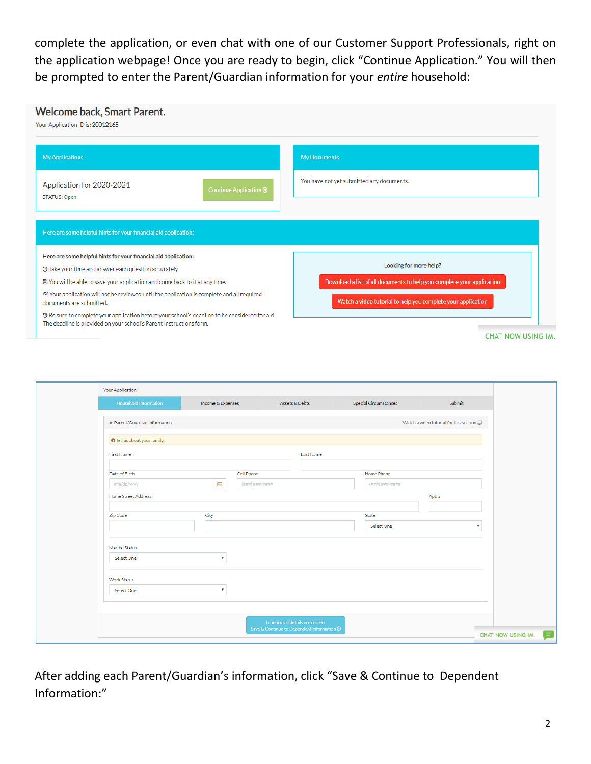complete the application, or even chat with one of our Customer Support Professionals, right on the application webpage! Once you are ready to begin, click "Continue Application." You will then be prompted to enter the Parent/Guardian information for your *entire* household:

Welcome back, Smart Parent.

Your Application ID is: 20012165

**My Applications**

Application for 2020-2021

STATUS: Open

Continue Application

**My Documents**

You have not yet submitted any documents.

**Here are some helpful hints for your financial aid application:**

**Here are some helpful hints for your financial aid application:**

- Take your time and answer each question accurately.
- You will be able to save your application and come back to it at any time.
- Your application will not be reviewed until the application is complete and all required documents are submitted.
- Be sure to complete your application before your school's deadline to be considered for aid. The deadline is provided on your school's Parent Instructions form.

Looking for more help?

Download a list of all documents to help you complete your application

Watch a video tutorial to help you complete your application

CHAT NOW USING IM.

Your Application

Household Information | Income & Expenses | Assets & Debts | Special Circumstances | Submit

A. Parent/Guardian Information -

Watch a video tutorial for this section

Tell us about your family.

First Name

Last Name

Date of Birth (mm/dd/yyyy)

Cell Phone ((###) ###-####)

Home Phone ((###) ###-####)

Home Street Address

Apt. #

Zip Code

City

State (Select One)

Marital Status (Select One)

Work Status (Select One)

I confirm all details are correct
Save & Continue to Dependent Information

CHAT NOW USING IM.

After adding each Parent/Guardian's information, click "Save & Continue to Dependent Information:"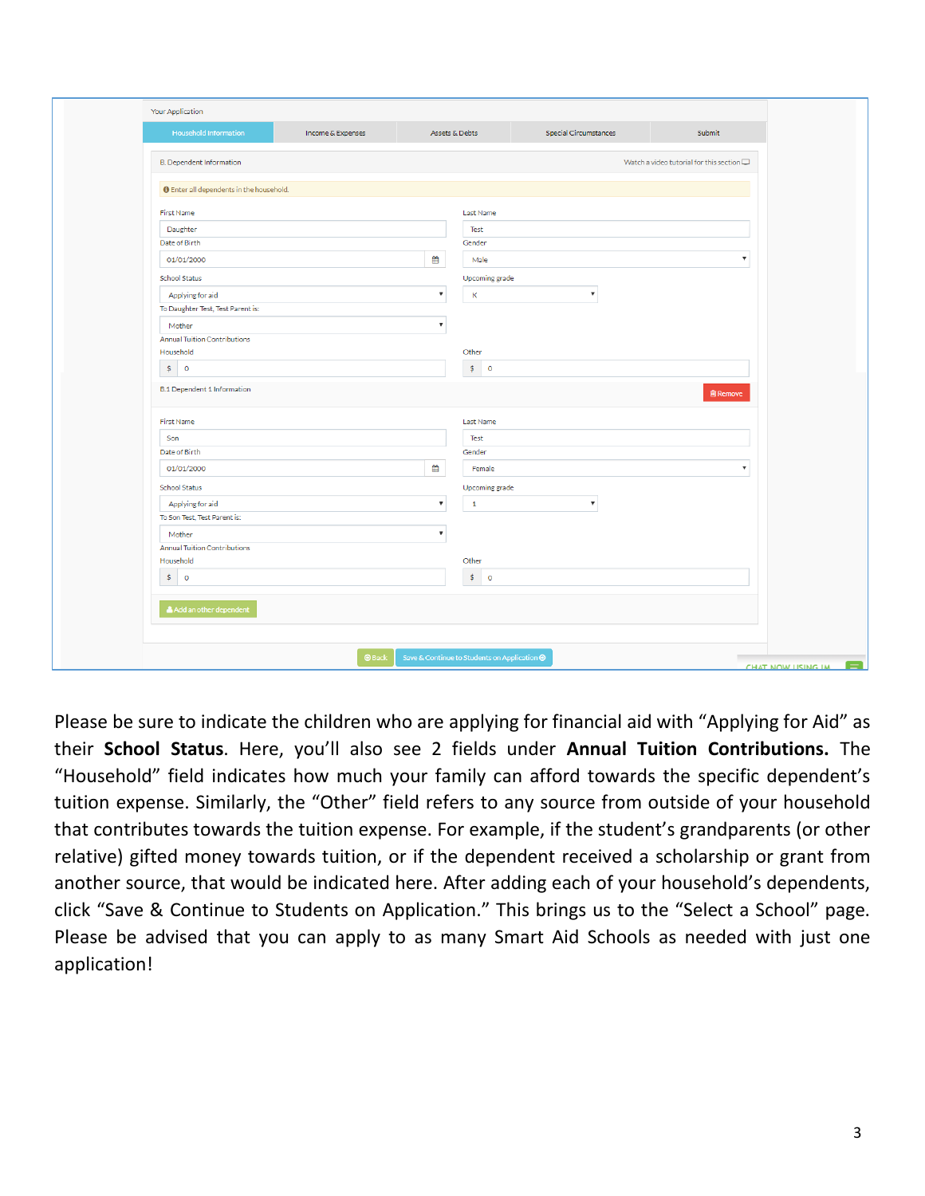Please be sure to indicate the children who are applying for financial aid with "Applying for Aid" as their **School Status**. Here, you'll also see 2 fields under **Annual Tuition Contributions.** The "Household" field indicates how much your family can afford towards the specific dependent's tuition expense. Similarly, the "Other" field refers to any source from outside of your household that contributes towards the tuition expense. For example, if the student's grandparents (or other relative) gifted money towards tuition, or if the dependent received a scholarship or grant from another source, that would be indicated here. After adding each of your household's dependents, click "Save & Continue to Students on Application." This brings us to the "Select a School" page. Please be advised that you can apply to as many Smart Aid Schools as needed with just one application!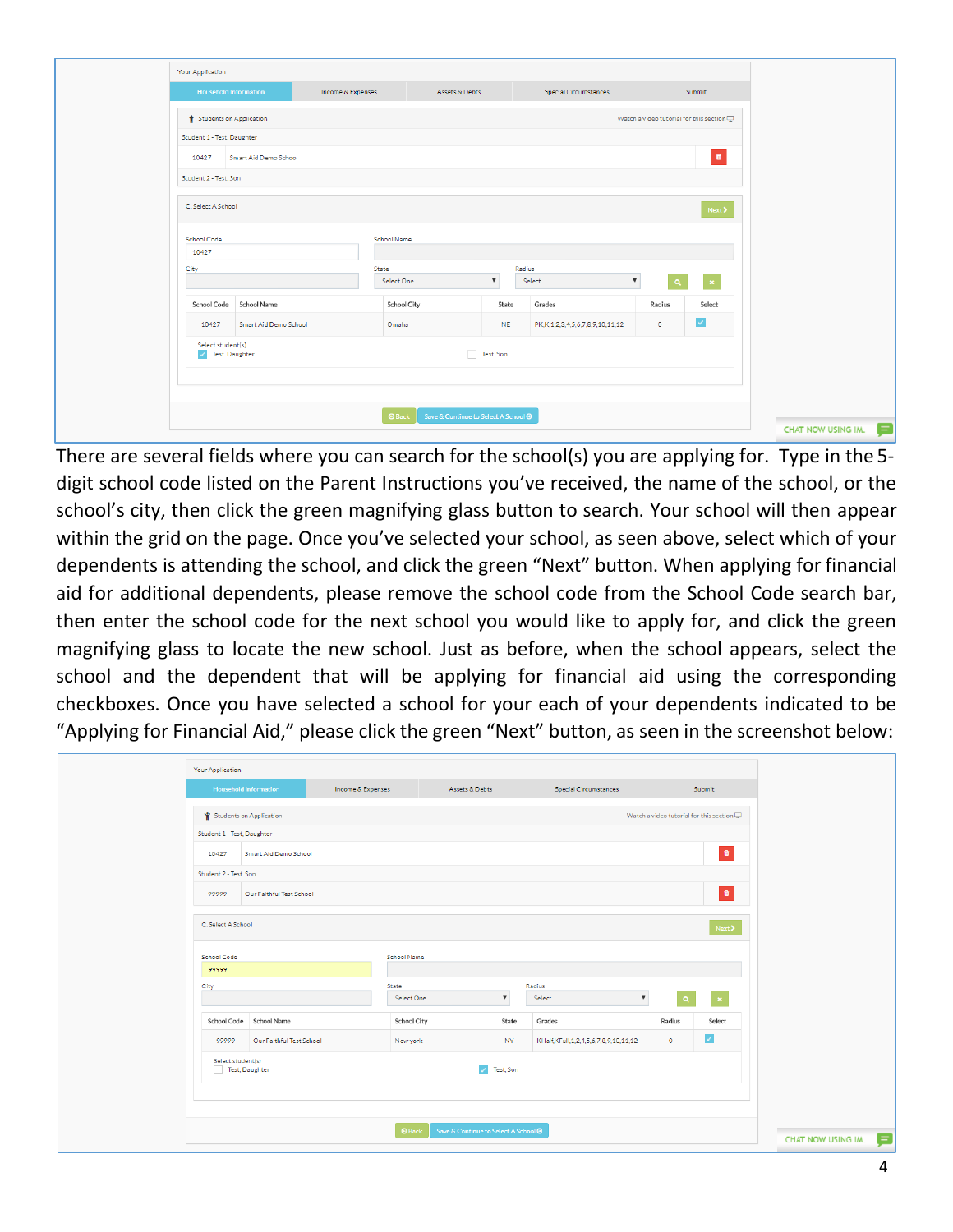There are several fields where you can search for the school(s) you are applying for. Type in the 5-digit school code listed on the Parent Instructions you've received, the name of the school, or the school's city, then click the green magnifying glass button to search. Your school will then appear within the grid on the page. Once you've selected your school, as seen above, select which of your dependents is attending the school, and click the green "Next" button. When applying for financial aid for additional dependents, please remove the school code from the School Code search bar, then enter the school code for the next school you would like to apply for, and click the green magnifying glass to locate the new school. Just as before, when the school appears, select the school and the dependent that will be applying for financial aid using the corresponding checkboxes. Once you have selected a school for your each of your dependents indicated to be "Applying for Financial Aid," please click the green "Next" button, as seen in the screenshot below: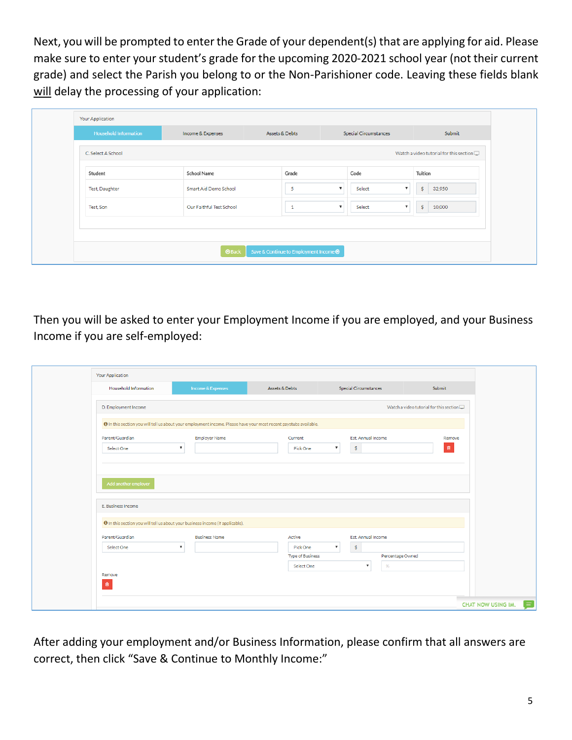Next, you will be prompted to enter the Grade of your dependent(s) that are applying for aid. Please make sure to enter your student's grade for the upcoming 2020-2021 school year (not their current grade) and select the Parish you belong to or the Non-Parishioner code. Leaving these fields blank <u>will</u> delay the processing of your application:

Your Application

Household Information | Income & Expenses | Assets & Debts | Special Circumstances | Submit

C. Select A School — Watch a video tutorial for this section

| Student | School Name | Grade | Code | Tuition |
|---|---|---|---|---|
| Test, Daughter | Smart Aid Demo School | 5 | Select | $ 32,950 |
| Test, Son | Our Faithful Test School | 1 | Select | $ 10,000 |

Back | Save & Continue to Employment Income

Then you will be asked to enter your Employment Income if you are employed, and your Business Income if you are self-employed:

Your Application

Household Information | Income & Expenses | Assets & Debts | Special Circumstances | Submit

D. Employment Income — Watch a video tutorial for this section

In this section you will tell us about your employment income. Please have your most recent paystubs available.

Parent/Guardian: Select One | Employer Name | Current: Pick One | Est. Annual Income: $ | Remove

Add another employer

E. Business Income

In this section you will tell us about your business income (if applicable).

Parent/Guardian: Select One | Business Name | Active: Pick One | Est. Annual Income: $

Type of Business: Select One | Percentage Owned: %

Remove

CHAT NOW USING IM.

After adding your employment and/or Business Information, please confirm that all answers are correct, then click "Save & Continue to Monthly Income:"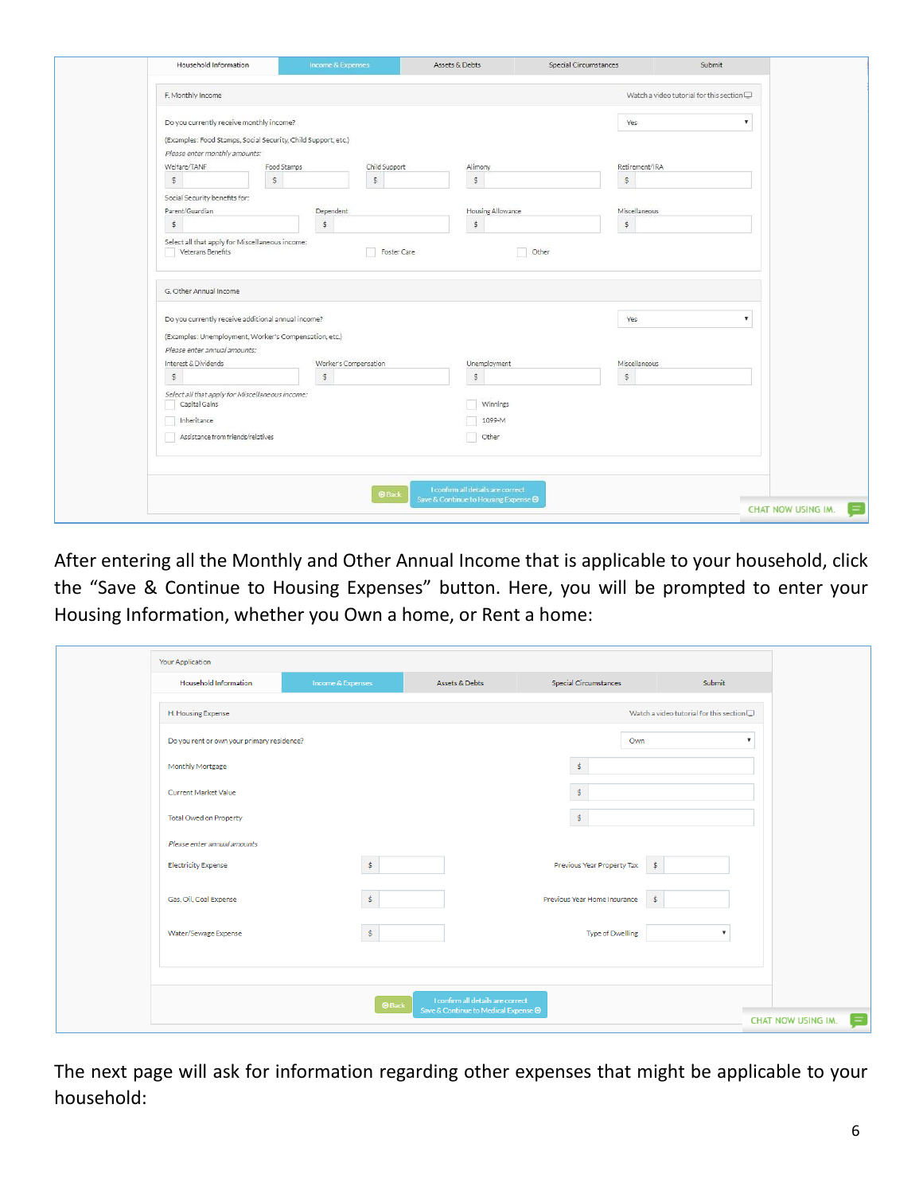| Household Information | Income & Expenses | Assets & Debts | Special Circumstances | Submit |
|---|---|---|---|---|

F. Monthly Income — Watch a video tutorial for this section

Do you currently receive monthly income? Yes

(Examples: Food Stamps, Social Security, Child Support, etc.)

*Please enter monthly amounts:*

Welfare/TANF $ | Food Stamps $ | Child Support $ | Alimony $ | Retirement/IRA $

Social Security benefits for:

Parent/Guardian $ | Dependent $ | Housing Allowance $ | Miscellaneous $

Select all that apply for Miscellaneous income:

- Veterans Benefits
- Foster Care
- Other

G. Other Annual Income

Do you currently receive additional annual income? Yes

(Examples: Unemployment, Worker's Compensation, etc.)

*Please enter annual amounts:*

Interest & Dividends $ | Worker's Compensation $ | Unemployment $ | Miscellaneous $

*Select all that apply for Miscellaneous income:*

- Capital Gains
- Inheritance
- Assistance from friends/relatives
- Winnings
- 1099-M
- Other

Back | I confirm all details are correct Save & Continue to Housing Expense

CHAT NOW USING IM.

After entering all the Monthly and Other Annual Income that is applicable to your household, click the "Save & Continue to Housing Expenses" button. Here, you will be prompted to enter your Housing Information, whether you Own a home, or Rent a home:

Your Application

| Household Information | Income & Expenses | Assets & Debts | Special Circumstances | Submit |
|---|---|---|---|---|

H. Housing Expense — Watch a video tutorial for this section

Do you rent or own your primary residence? Own

Monthly Mortgage $

Current Market Value $

Total Owed on Property $

*Please enter annual amounts*

Electricity Expense $ | Previous Year Property Tax $

Gas, Oil, Coal Expense $ | Previous Year Home Insurance $

Water/Sewage Expense $ | Type of Dwelling

Back | I confirm all details are correct Save & Continue to Medical Expense

CHAT NOW USING IM.

The next page will ask for information regarding other expenses that might be applicable to your household: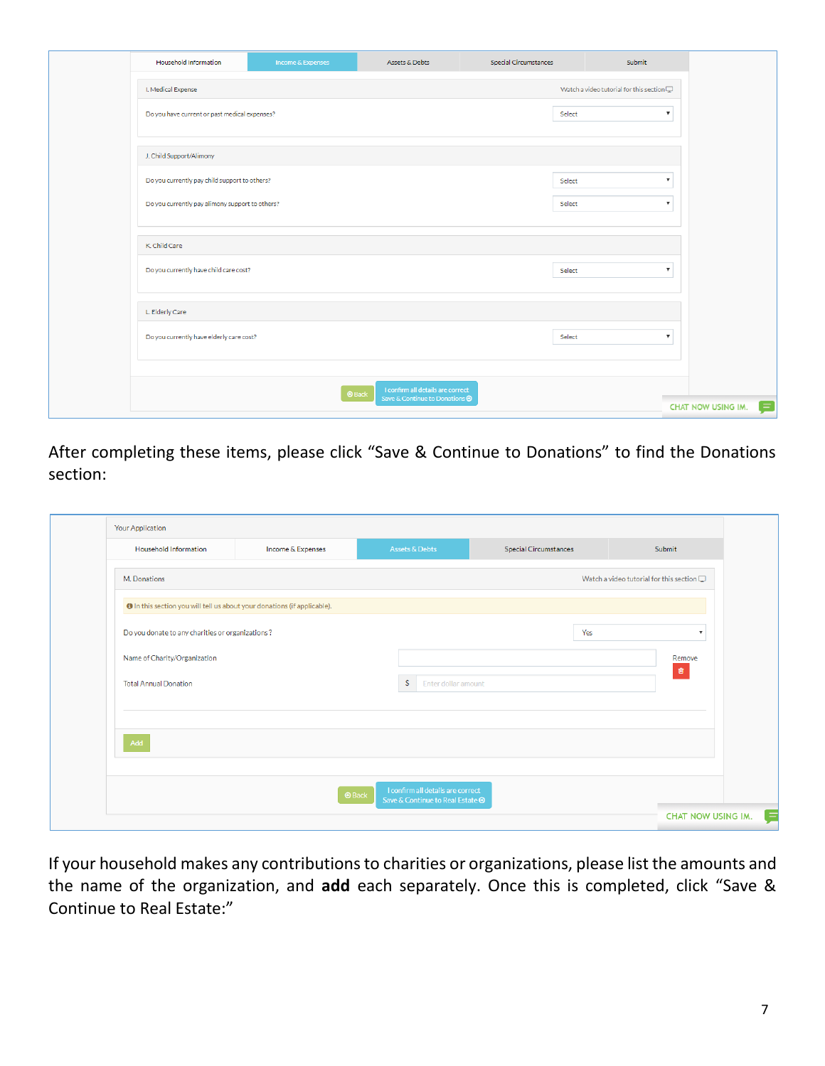| Household Information | Income & Expenses | Assets & Debts | Special Circumstances | Submit |
|---|---|---|---|---|

**I. Medical Expense** — Watch a video tutorial for this section

Do you have current or past medical expenses? [Select]

**J. Child Support/Alimony**

Do you currently pay child support to others? [Select]

Do you currently pay alimony support to others? [Select]

**K. Child Care**

Do you currently have child care cost? [Select]

**L. Elderly Care**

Do you currently have elderly care cost? [Select]

[Back] [I confirm all details are correct Save & Continue to Donations]

CHAT NOW USING IM.

After completing these items, please click "Save & Continue to Donations" to find the Donations section:

Your Application

| Household Information | Income & Expenses | Assets & Debts | Special Circumstances | Submit |
|---|---|---|---|---|

**M. Donations** — Watch a video tutorial for this section

In this section you will tell us about your donations (if applicable).

Do you donate to any charities or organizations? [Yes]

Name of Charity/Organization [ ] Remove

Total Annual Donation $ [Enter dollar amount]

[Add]

[Back] [I confirm all details are correct Save & Continue to Real Estate]

CHAT NOW USING IM.

If your household makes any contributions to charities or organizations, please list the amounts and the name of the organization, and **add** each separately. Once this is completed, click "Save & Continue to Real Estate:"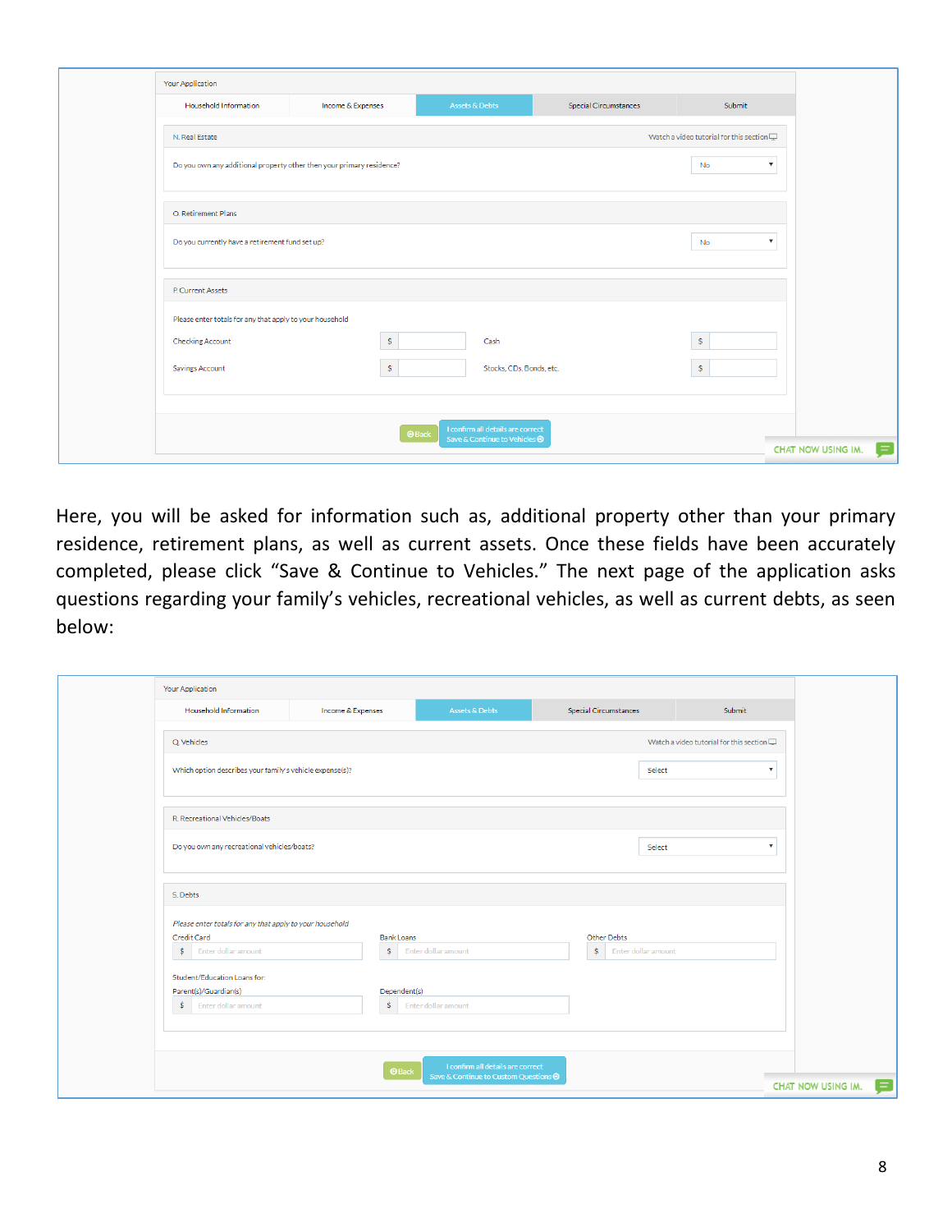Your Application

Household Information | Income & Expenses | Assets & Debts | Special Circumstances | Submit

N. Real Estate — Watch a video tutorial for this section

Do you own any additional property other then your primary residence? No

O. Retirement Plans

Do you currently have a retirement fund set up? No

P. Current Assets

Please enter totals for any that apply to your household

Checking Account $ — Cash $

Savings Account $ — Stocks, CDs, Bonds, etc. $

Back — I confirm all details are correct Save & Continue to Vehicles

CHAT NOW USING IM.

Here, you will be asked for information such as, additional property other than your primary residence, retirement plans, as well as current assets. Once these fields have been accurately completed, please click "Save & Continue to Vehicles." The next page of the application asks questions regarding your family's vehicles, recreational vehicles, as well as current debts, as seen below:

Your Application

Household Information | Income & Expenses | Assets & Debts | Special Circumstances | Submit

Q. Vehicles — Watch a video tutorial for this section

Which option describes your family's vehicle expense(s)? Select

R. Recreational Vehicles/Boats

Do you own any recreational vehicles/boats? Select

S. Debts

*Please enter totals for any that apply to your household*

Credit Card $ Enter dollar amount — Bank Loans $ Enter dollar amount — Other Debts $ Enter dollar amount

Student/Education Loans for:

Parent(s)/Guardian(s) $ Enter dollar amount — Dependent(s) $ Enter dollar amount

Back — I confirm all details are correct Save & Continue to Custom Questions

CHAT NOW USING IM.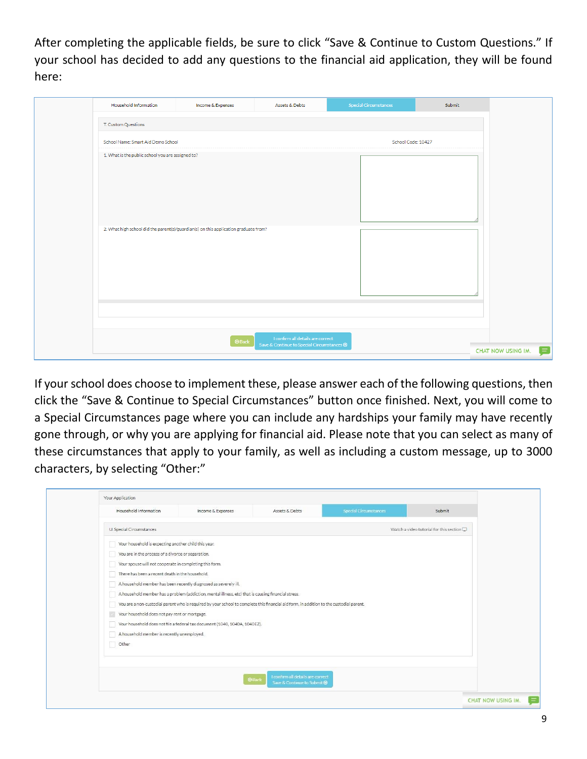After completing the applicable fields, be sure to click "Save & Continue to Custom Questions." If your school has decided to add any questions to the financial aid application, they will be found here:

Household Information | Income & Expenses | Assets & Debts | Special Circumstances | Submit

T. Custom Questions

School Name: Smart Aid Demo School — School Code: 10427

1. What is the public school you are assigned to?

2. What high school did the parent(s)/guardian(s) on this application graduate from?

Back | I confirm all details are correct Save & Continue to Special Circumstances

CHAT NOW USING IM.

If your school does choose to implement these, please answer each of the following questions, then click the "Save & Continue to Special Circumstances" button once finished. Next, you will come to a Special Circumstances page where you can include any hardships your family may have recently gone through, or why you are applying for financial aid. Please note that you can select as many of these circumstances that apply to your family, as well as including a custom message, up to 3000 characters, by selecting "Other:"

Your Application

Household Information | Income & Expenses | Assets & Debts | Special Circumstances | Submit

U. Special Circumstances — Watch a video tutorial for this section

- Your household is expecting another child this year.
- You are in the process of a divorce or separation.
- Your spouse will not cooperate in completing this form.
- There has been a recent death in the household.
- A household member has been recently diagnosed as severely ill.
- A household member has a problem (addiction, mental illness, etc) that is causing financial stress.
- You are a non-custodial parent who is required by your school to complete this financial aid form, in addition to the custodial parent.
- Your household does not pay rent or mortgage.
- Your household does not file a federal tax document (1040, 1040A, 1040EZ).
- A household member is recently unemployed.
- Other

Back | I confirm all details are correct Save & Continue to Submit

CHAT NOW USING IM.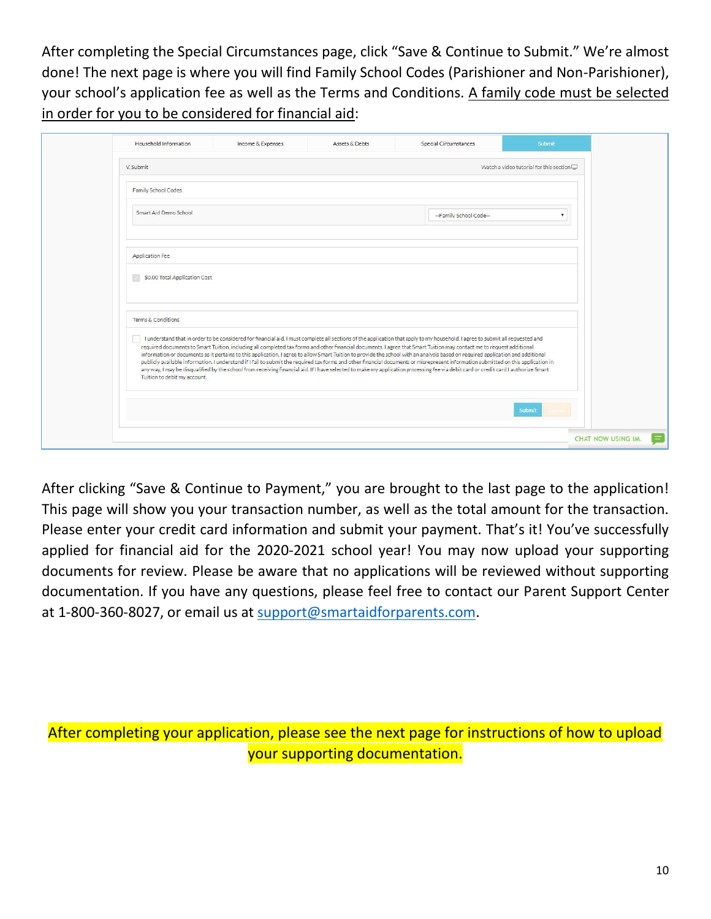After completing the Special Circumstances page, click "Save & Continue to Submit." We're almost done! The next page is where you will find Family School Codes (Parishioner and Non-Parishioner), your school's application fee as well as the Terms and Conditions. <u>A family code must be selected in order for you to be considered for financial aid</u>:

Household Information | Income & Expenses | Assets & Debts | Special Circumstances | Submit

V. Submit — Watch a video tutorial for this section

Family School Codes

Smart Aid Demo School — --Family School Code--

Application Fee

$0.00 Total Application Cost

Terms & Conditions

I understand that in order to be considered for financial aid, I must complete all sections of the application that apply to my household. I agree to submit all requested and required documents to Smart Tuition, including all completed tax forms and other financial documents. I agree that Smart Tuition may contact me to request additional information or documents as it pertains to this application. I agree to allow Smart Tuition to provide the school with an analysis based on required application and additional publicly available information. I understand if I fail to submit the required tax forms and other financial documents or misrepresent information submitted on this application in any way, I may be disqualified by the school from receiving financial aid. If I have selected to make my application processing fee via debit card or credit card I authorize Smart Tuition to debit my account.

Submit

CHAT NOW USING IM.

After clicking "Save & Continue to Payment," you are brought to the last page to the application! This page will show you your transaction number, as well as the total amount for the transaction. Please enter your credit card information and submit your payment. That's it! You've successfully applied for financial aid for the 2020-2021 school year! You may now upload your supporting documents for review. Please be aware that no applications will be reviewed without supporting documentation. If you have any questions, please feel free to contact our Parent Support Center at 1-800-360-8027, or email us at support@smartaidforparents.com.

After completing your application, please see the next page for instructions of how to upload your supporting documentation.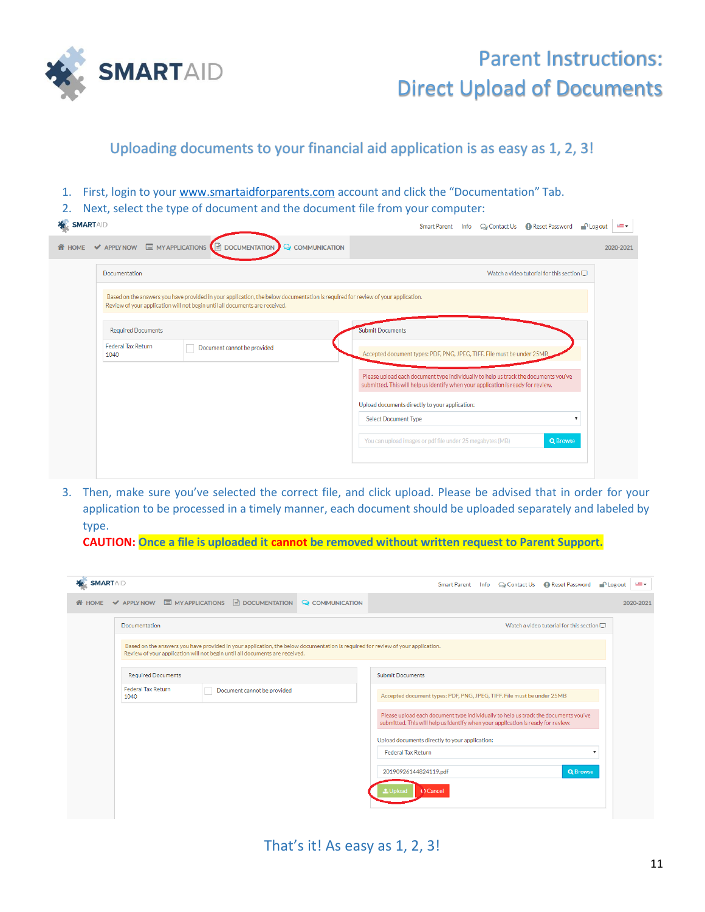# Parent Instructions: Direct Upload of Documents

## Uploading documents to your financial aid application is as easy as 1, 2, 3!

1. First, login to your www.smartaidforparents.com account and click the "Documentation" Tab.
2. Next, select the type of document and the document file from your computer:

SMARTAID

Smart Parent Info Contact Us Reset Password Log out

HOME APPLY NOW MY APPLICATIONS DOCUMENTATION COMMUNICATION 2020-2021

Documentation

Watch a video tutorial for this section

Based on the answers you have provided in your application, the below documentation is required for review of your application. Review of your application will not begin until all documents are received.

Required Documents

Federal Tax Return 1040 — Document cannot be provided

Submit Documents

Accepted document types: PDF, PNG, JPEG, TIFF. File must be under 25MB

Please upload each document type individually to help us track the documents you've submitted. This will help us identify when your application is ready for review.

Upload documents directly to your application:

Select Document Type

You can upload images or pdf file under 25 megabytes (MB) Browse

3. Then, make sure you've selected the correct file, and click upload. Please be advised that in order for your application to be processed in a timely manner, each document should be uploaded separately and labeled by type.

**CAUTION: Once a file is uploaded it cannot be removed without written request to Parent Support.**

SMARTAID

Smart Parent Info Contact Us Reset Password Log out

HOME APPLY NOW MY APPLICATIONS DOCUMENTATION COMMUNICATION 2020-2021

Documentation

Watch a video tutorial for this section

Based on the answers you have provided in your application, the below documentation is required for review of your application. Review of your application will not begin until all documents are received.

Required Documents

Federal Tax Return 1040 — Document cannot be provided

Submit Documents

Accepted document types: PDF, PNG, JPEG, TIFF. File must be under 25MB

Please upload each document type individually to help us track the documents you've submitted. This will help us identify when your application is ready for review.

Upload documents directly to your application:

Federal Tax Return

20190926144824119.pdf Browse

Upload Cancel

That's it! As easy as 1, 2, 3!